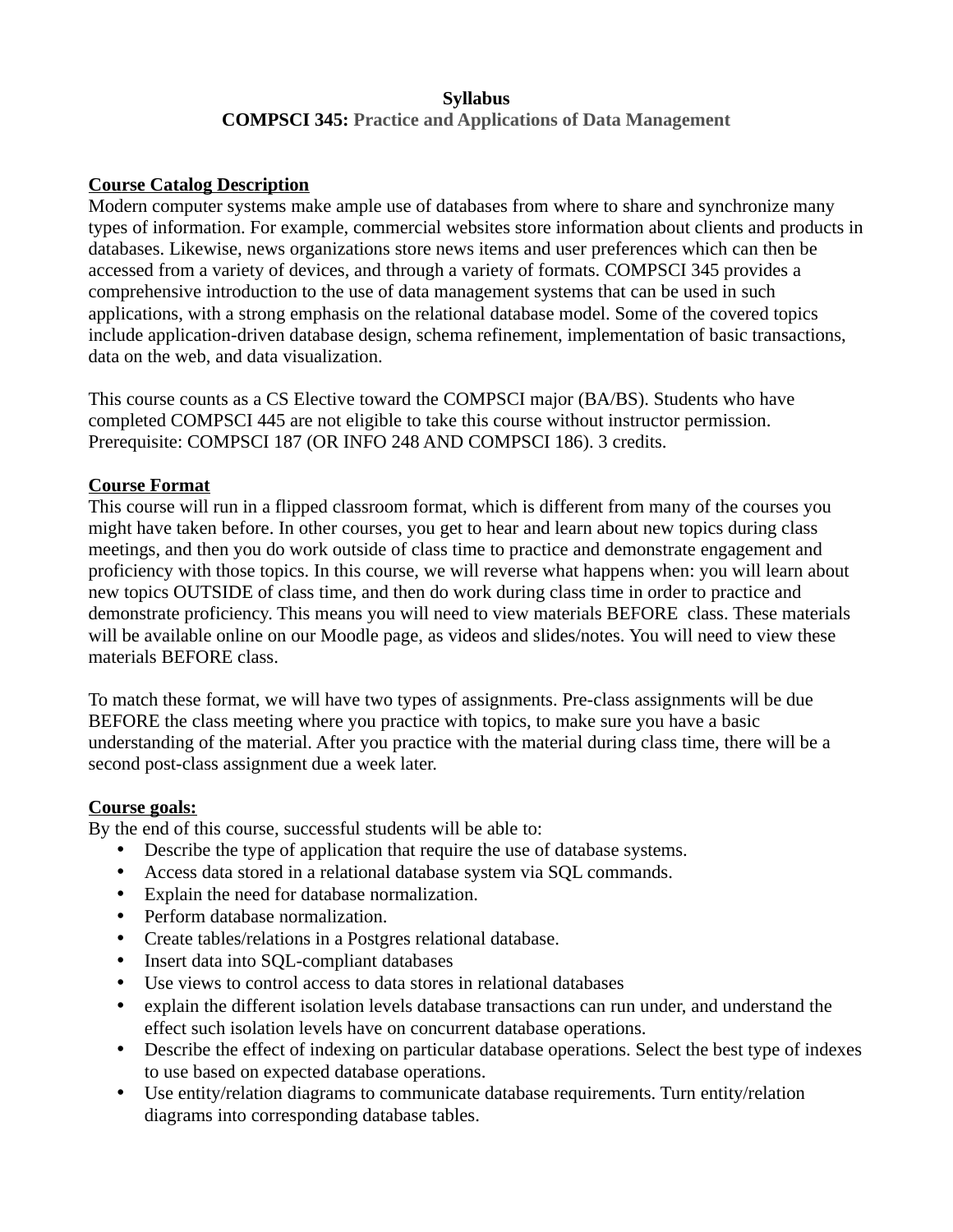**Syllabus**
**COMPSCI 345: Practice and Applications of Data Management**

## Course Catalog Description

Modern computer systems make ample use of databases from where to share and synchronize many types of information. For example, commercial websites store information about clients and products in databases. Likewise, news organizations store news items and user preferences which can then be accessed from a variety of devices, and through a variety of formats. COMPSCI 345 provides a comprehensive introduction to the use of data management systems that can be used in such applications, with a strong emphasis on the relational database model. Some of the covered topics include application-driven database design, schema refinement, implementation of basic transactions, data on the web, and data visualization.

This course counts as a CS Elective toward the COMPSCI major (BA/BS). Students who have completed COMPSCI 445 are not eligible to take this course without instructor permission. Prerequisite: COMPSCI 187 (OR INFO 248 AND COMPSCI 186). 3 credits.

## Course Format

This course will run in a flipped classroom format, which is different from many of the courses you might have taken before. In other courses, you get to hear and learn about new topics during class meetings, and then you do work outside of class time to practice and demonstrate engagement and proficiency with those topics. In this course, we will reverse what happens when: you will learn about new topics OUTSIDE of class time, and then do work during class time in order to practice and demonstrate proficiency. This means you will need to view materials BEFORE class. These materials will be available online on our Moodle page, as videos and slides/notes. You will need to view these materials BEFORE class.

To match these format, we will have two types of assignments. Pre-class assignments will be due BEFORE the class meeting where you practice with topics, to make sure you have a basic understanding of the material. After you practice with the material during class time, there will be a second post-class assignment due a week later.

## Course goals:

By the end of this course, successful students will be able to:

- Describe the type of application that require the use of database systems.
- Access data stored in a relational database system via SQL commands.
- Explain the need for database normalization.
- Perform database normalization.
- Create tables/relations in a Postgres relational database.
- Insert data into SQL-compliant databases
- Use views to control access to data stores in relational databases
- explain the different isolation levels database transactions can run under, and understand the effect such isolation levels have on concurrent database operations.
- Describe the effect of indexing on particular database operations. Select the best type of indexes to use based on expected database operations.
- Use entity/relation diagrams to communicate database requirements. Turn entity/relation diagrams into corresponding database tables.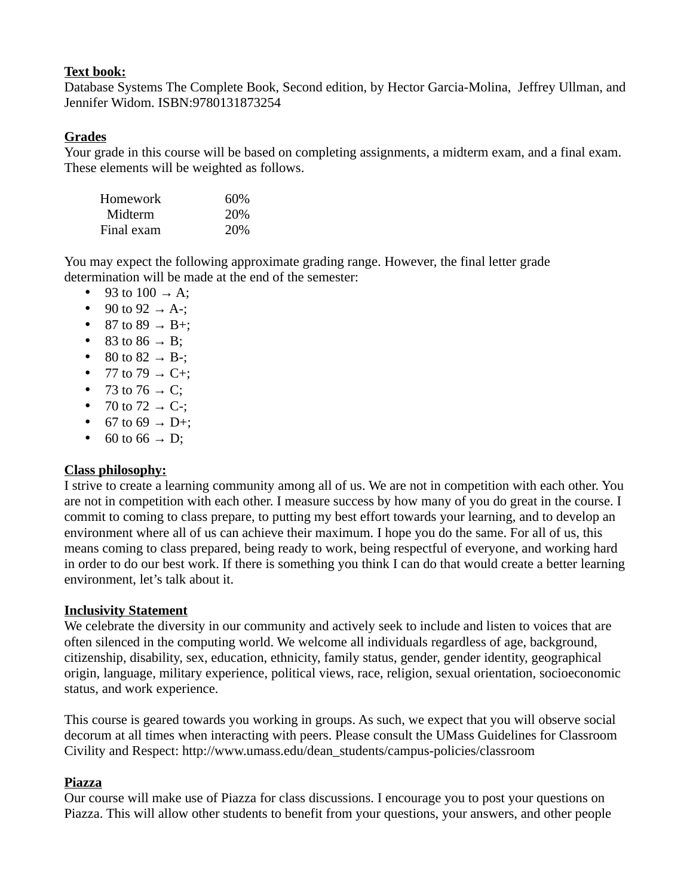**Text book:**
Database Systems The Complete Book, Second edition, by Hector Garcia-Molina, Jeffrey Ullman, and Jennifer Widom. ISBN:9780131873254

**Grades**
Your grade in this course will be based on completing assignments, a midterm exam, and a final exam. These elements will be weighted as follows.

| | |
|---|---|
| Homework | 60% |
| Midterm | 20% |
| Final exam | 20% |

You may expect the following approximate grading range. However, the final letter grade determination will be made at the end of the semester:

- 93 to 100 → A;
- 90 to 92 → A-;
- 87 to 89 → B+;
- 83 to 86 → B;
- 80 to 82 → B-;
- 77 to 79 → C+;
- 73 to 76 → C;
- 70 to 72 → C-;
- 67 to 69 → D+;
- 60 to 66 → D;

**Class philosophy:**
I strive to create a learning community among all of us. We are not in competition with each other. You are not in competition with each other. I measure success by how many of you do great in the course. I commit to coming to class prepare, to putting my best effort towards your learning, and to develop an environment where all of us can achieve their maximum. I hope you do the same. For all of us, this means coming to class prepared, being ready to work, being respectful of everyone, and working hard in order to do our best work. If there is something you think I can do that would create a better learning environment, let's talk about it.

**Inclusivity Statement**
We celebrate the diversity in our community and actively seek to include and listen to voices that are often silenced in the computing world. We welcome all individuals regardless of age, background, citizenship, disability, sex, education, ethnicity, family status, gender, gender identity, geographical origin, language, military experience, political views, race, religion, sexual orientation, socioeconomic status, and work experience.

This course is geared towards you working in groups. As such, we expect that you will observe social decorum at all times when interacting with peers. Please consult the UMass Guidelines for Classroom Civility and Respect: http://www.umass.edu/dean_students/campus-policies/classroom

**Piazza**
Our course will make use of Piazza for class discussions. I encourage you to post your questions on Piazza. This will allow other students to benefit from your questions, your answers, and other people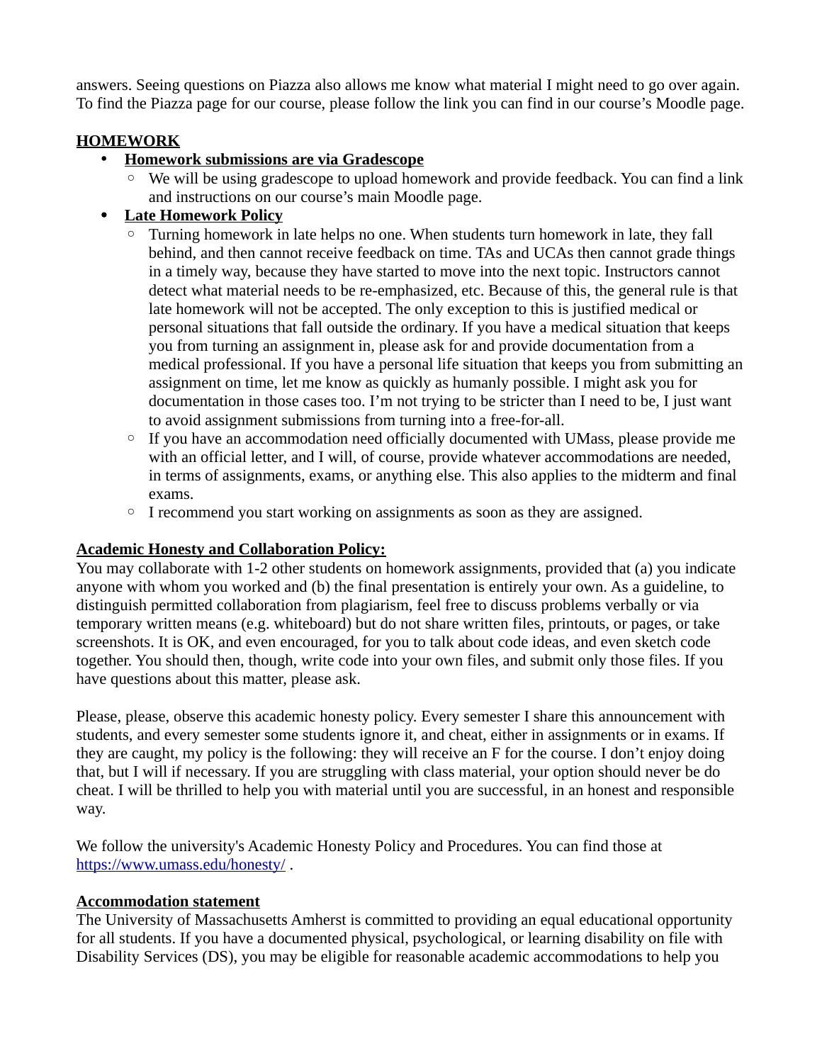answers. Seeing questions on Piazza also allows me know what material I might need to go over again. To find the Piazza page for our course, please follow the link you can find in our course's Moodle page.

## HOMEWORK

- **Homework submissions are via Gradescope**
  - We will be using gradescope to upload homework and provide feedback. You can find a link and instructions on our course's main Moodle page.
- **Late Homework Policy**
  - Turning homework in late helps no one. When students turn homework in late, they fall behind, and then cannot receive feedback on time. TAs and UCAs then cannot grade things in a timely way, because they have started to move into the next topic. Instructors cannot detect what material needs to be re-emphasized, etc. Because of this, the general rule is that late homework will not be accepted. The only exception to this is justified medical or personal situations that fall outside the ordinary. If you have a medical situation that keeps you from turning an assignment in, please ask for and provide documentation from a medical professional. If you have a personal life situation that keeps you from submitting an assignment on time, let me know as quickly as humanly possible. I might ask you for documentation in those cases too. I'm not trying to be stricter than I need to be, I just want to avoid assignment submissions from turning into a free-for-all.
  - If you have an accommodation need officially documented with UMass, please provide me with an official letter, and I will, of course, provide whatever accommodations are needed, in terms of assignments, exams, or anything else. This also applies to the midterm and final exams.
  - I recommend you start working on assignments as soon as they are assigned.

## Academic Honesty and Collaboration Policy:

You may collaborate with 1-2 other students on homework assignments, provided that (a) you indicate anyone with whom you worked and (b) the final presentation is entirely your own. As a guideline, to distinguish permitted collaboration from plagiarism, feel free to discuss problems verbally or via temporary written means (e.g. whiteboard) but do not share written files, printouts, or pages, or take screenshots. It is OK, and even encouraged, for you to talk about code ideas, and even sketch code together. You should then, though, write code into your own files, and submit only those files. If you have questions about this matter, please ask.

Please, please, observe this academic honesty policy. Every semester I share this announcement with students, and every semester some students ignore it, and cheat, either in assignments or in exams. If they are caught, my policy is the following: they will receive an F for the course. I don't enjoy doing that, but I will if necessary. If you are struggling with class material, your option should never be do cheat. I will be thrilled to help you with material until you are successful, in an honest and responsible way.

We follow the university's Academic Honesty Policy and Procedures. You can find those at https://www.umass.edu/honesty/ .

## Accommodation statement

The University of Massachusetts Amherst is committed to providing an equal educational opportunity for all students. If you have a documented physical, psychological, or learning disability on file with Disability Services (DS), you may be eligible for reasonable academic accommodations to help you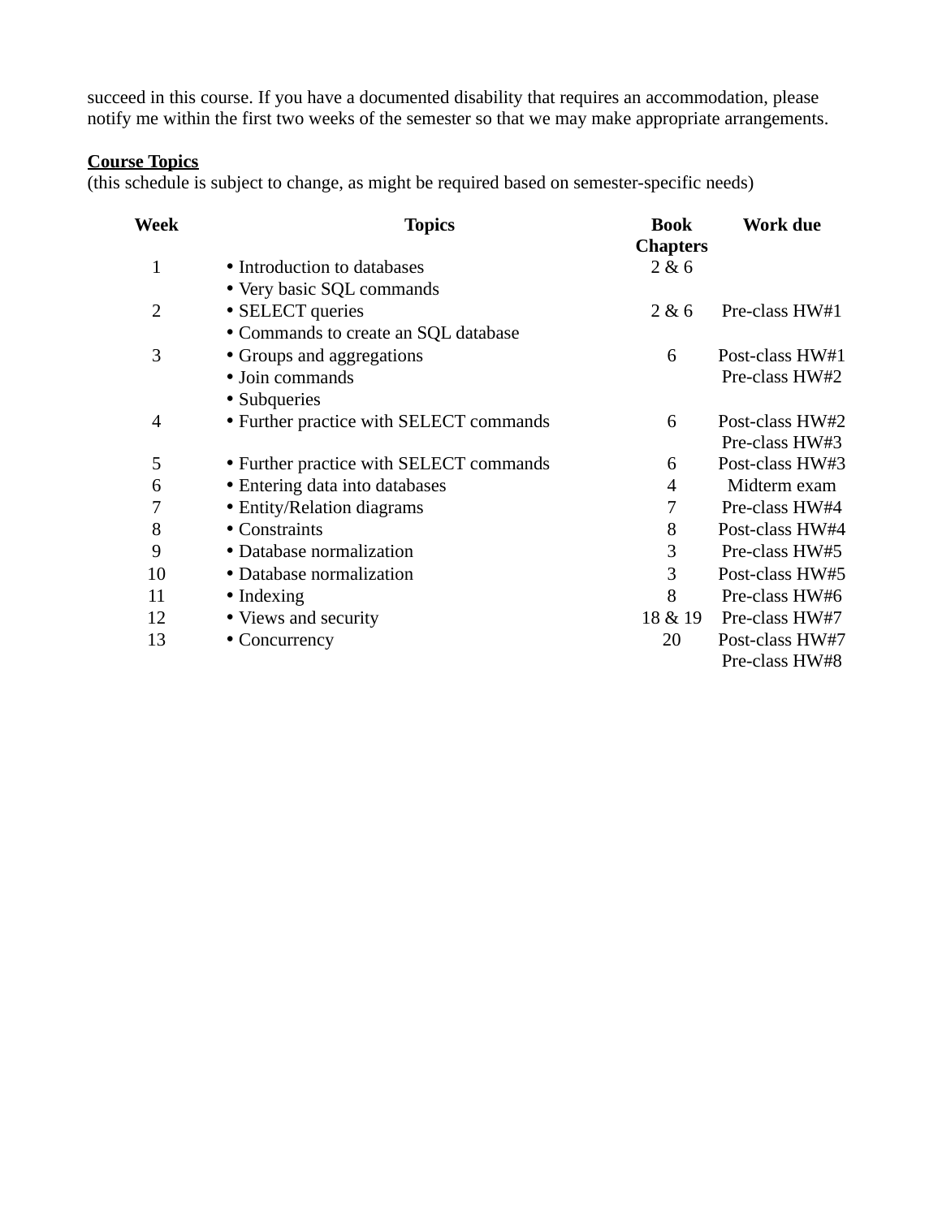succeed in this course. If you have a documented disability that requires an accommodation, please notify me within the first two weeks of the semester so that we may make appropriate arrangements.

**Course Topics**
(this schedule is subject to change, as might be required based on semester-specific needs)

| Week | Topics | Book Chapters | Work due |
|---|---|---|---|
| 1 | • Introduction to databases<br>• Very basic SQL commands | 2 & 6 | |
| 2 | • SELECT queries<br>• Commands to create an SQL database | 2 & 6 | Pre-class HW#1 |
| 3 | • Groups and aggregations<br>• Join commands<br>• Subqueries | 6 | Post-class HW#1<br>Pre-class HW#2 |
| 4 | • Further practice with SELECT commands | 6 | Post-class HW#2<br>Pre-class HW#3 |
| 5 | • Further practice with SELECT commands | 6 | Post-class HW#3 |
| 6 | • Entering data into databases | 4 | Midterm exam |
| 7 | • Entity/Relation diagrams | 7 | Pre-class HW#4 |
| 8 | • Constraints | 8 | Post-class HW#4 |
| 9 | • Database normalization | 3 | Pre-class HW#5 |
| 10 | • Database normalization | 3 | Post-class HW#5 |
| 11 | • Indexing | 8 | Pre-class HW#6 |
| 12 | • Views and security | 18 & 19 | Pre-class HW#7 |
| 13 | • Concurrency | 20 | Post-class HW#7<br>Pre-class HW#8 |